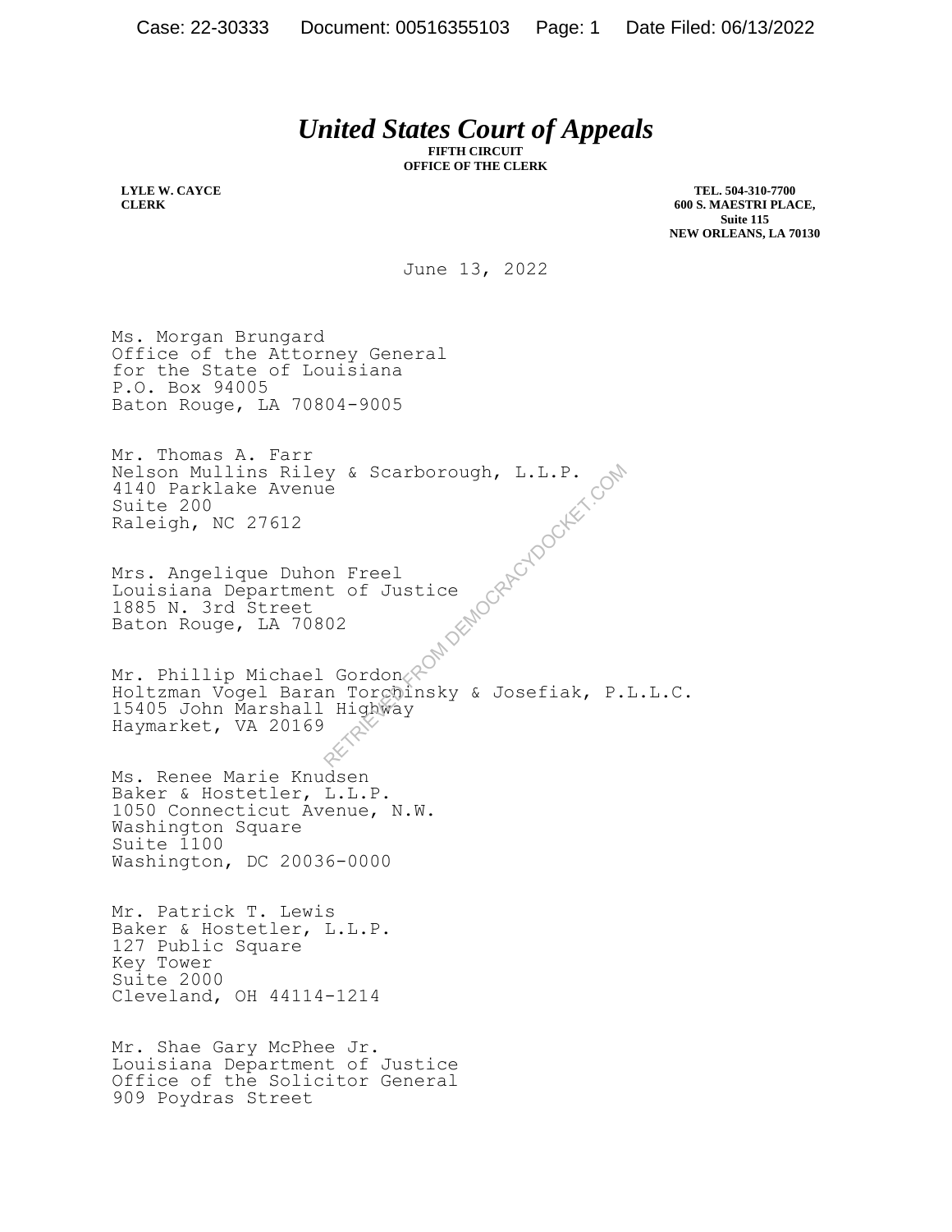# *United States Court of Appeals*

**FIFTH CIRCUIT**
**OFFICE OF THE CLERK**

**LYLE W. CAYCE**
**CLERK**

**TEL. 504-310-7700**
**600 S. MAESTRI PLACE,**
**Suite 115**
**NEW ORLEANS, LA 70130**

June 13, 2022

Ms. Morgan Brungard
Office of the Attorney General
for the State of Louisiana
P.O. Box 94005
Baton Rouge, LA 70804-9005

Mr. Thomas A. Farr
Nelson Mullins Riley & Scarborough, L.L.P.
4140 Parklake Avenue
Suite 200
Raleigh, NC 27612

Mrs. Angelique Duhon Freel
Louisiana Department of Justice
1885 N. 3rd Street
Baton Rouge, LA 70802

Mr. Phillip Michael Gordon
Holtzman Vogel Baran Torchinsky & Josefiak, P.L.L.C.
15405 John Marshall Highway
Haymarket, VA 20169

Ms. Renee Marie Knudsen
Baker & Hostetler, L.L.P.
1050 Connecticut Avenue, N.W.
Washington Square
Suite 1100
Washington, DC 20036-0000

Mr. Patrick T. Lewis
Baker & Hostetler, L.L.P.
127 Public Square
Key Tower
Suite 2000
Cleveland, OH 44114-1214

Mr. Shae Gary McPhee Jr.
Louisiana Department of Justice
Office of the Solicitor General
909 Poydras Street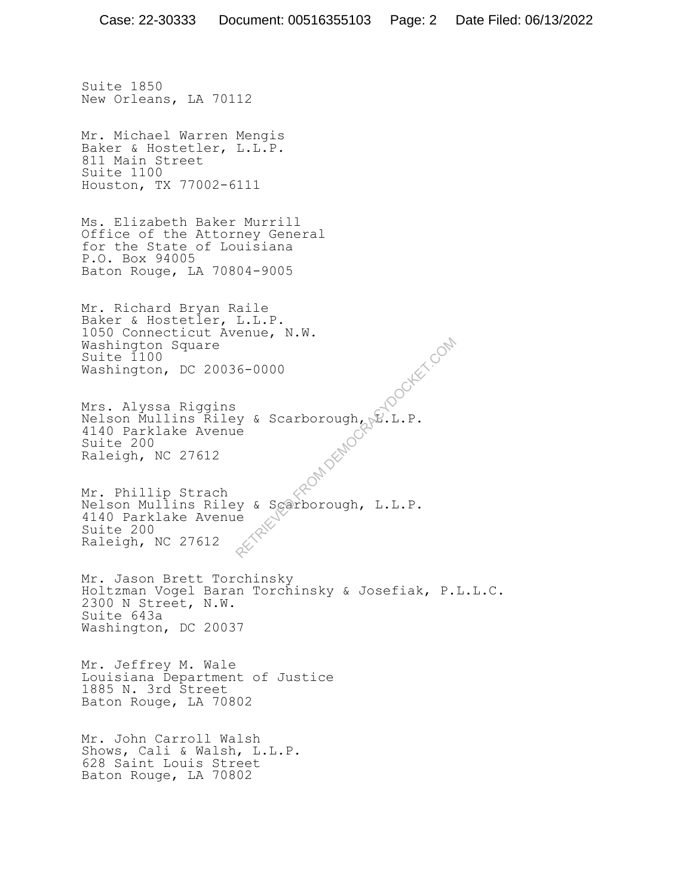Suite 1850
New Orleans, LA 70112

Mr. Michael Warren Mengis
Baker & Hostetler, L.L.P.
811 Main Street
Suite 1100
Houston, TX 77002-6111

Ms. Elizabeth Baker Murrill
Office of the Attorney General
for the State of Louisiana
P.O. Box 94005
Baton Rouge, LA 70804-9005

Mr. Richard Bryan Raile
Baker & Hostetler, L.L.P.
1050 Connecticut Avenue, N.W.
Washington Square
Suite 1100
Washington, DC 20036-0000

Mrs. Alyssa Riggins
Nelson Mullins Riley & Scarborough, L.L.P.
4140 Parklake Avenue
Suite 200
Raleigh, NC 27612

Mr. Phillip Strach
Nelson Mullins Riley & Scarborough, L.L.P.
4140 Parklake Avenue
Suite 200
Raleigh, NC 27612

Mr. Jason Brett Torchinsky
Holtzman Vogel Baran Torchinsky & Josefiak, P.L.L.C.
2300 N Street, N.W.
Suite 643a
Washington, DC 20037

Mr. Jeffrey M. Wale
Louisiana Department of Justice
1885 N. 3rd Street
Baton Rouge, LA 70802

Mr. John Carroll Walsh
Shows, Cali & Walsh, L.L.P.
628 Saint Louis Street
Baton Rouge, LA 70802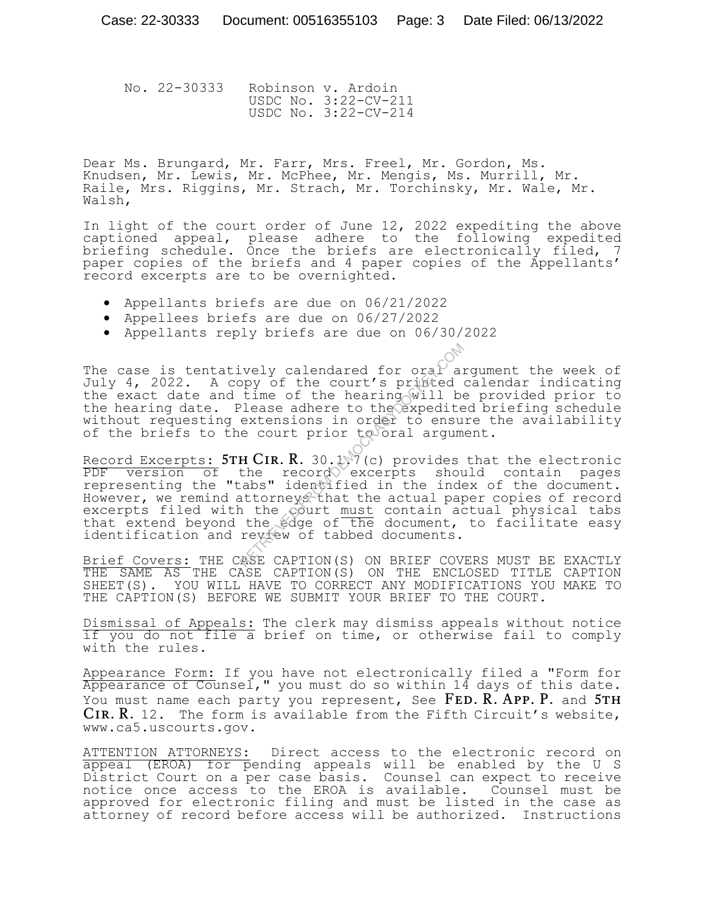No. 22-30333 Robinson v. Ardoin
USDC No. 3:22-CV-211
USDC No. 3:22-CV-214

Dear Ms. Brungard, Mr. Farr, Mrs. Freel, Mr. Gordon, Ms. Knudsen, Mr. Lewis, Mr. McPhee, Mr. Mengis, Ms. Murrill, Mr. Raile, Mrs. Riggins, Mr. Strach, Mr. Torchinsky, Mr. Wale, Mr. Walsh,

In light of the court order of June 12, 2022 expediting the above captioned appeal, please adhere to the following expedited briefing schedule. Once the briefs are electronically filed, 7 paper copies of the briefs and 4 paper copies of the Appellants' record excerpts are to be overnighted.

- Appellants briefs are due on 06/21/2022
- Appellees briefs are due on 06/27/2022
- Appellants reply briefs are due on 06/30/2022

The case is tentatively calendared for oral argument the week of July 4, 2022. A copy of the court's printed calendar indicating the exact date and time of the hearing will be provided prior to the hearing date. Please adhere to the expedited briefing schedule without requesting extensions in order to ensure the availability of the briefs to the court prior to oral argument.

Record Excerpts: **5TH CIR. R.** 30.1.7(c) provides that the electronic PDF version of the record excerpts should contain pages representing the "tabs" identified in the index of the document. However, we remind attorneys that the actual paper copies of record excerpts filed with the court must contain actual physical tabs that extend beyond the edge of the document, to facilitate easy identification and review of tabbed documents.

Brief Covers: THE CASE CAPTION(S) ON BRIEF COVERS MUST BE EXACTLY THE SAME AS THE CASE CAPTION(S) ON THE ENCLOSED TITLE CAPTION SHEET(S). YOU WILL HAVE TO CORRECT ANY MODIFICATIONS YOU MAKE TO THE CAPTION(S) BEFORE WE SUBMIT YOUR BRIEF TO THE COURT.

Dismissal of Appeals: The clerk may dismiss appeals without notice if you do not file a brief on time, or otherwise fail to comply with the rules.

Appearance Form: If you have not electronically filed a "Form for Appearance of Counsel," you must do so within 14 days of this date. You must name each party you represent, See **FED. R. APP. P.** and **5TH CIR. R.** 12. The form is available from the Fifth Circuit's website, www.ca5.uscourts.gov.

ATTENTION ATTORNEYS: Direct access to the electronic record on appeal (EROA) for pending appeals will be enabled by the U S District Court on a per case basis. Counsel can expect to receive notice once access to the EROA is available. Counsel must be approved for electronic filing and must be listed in the case as attorney of record before access will be authorized. Instructions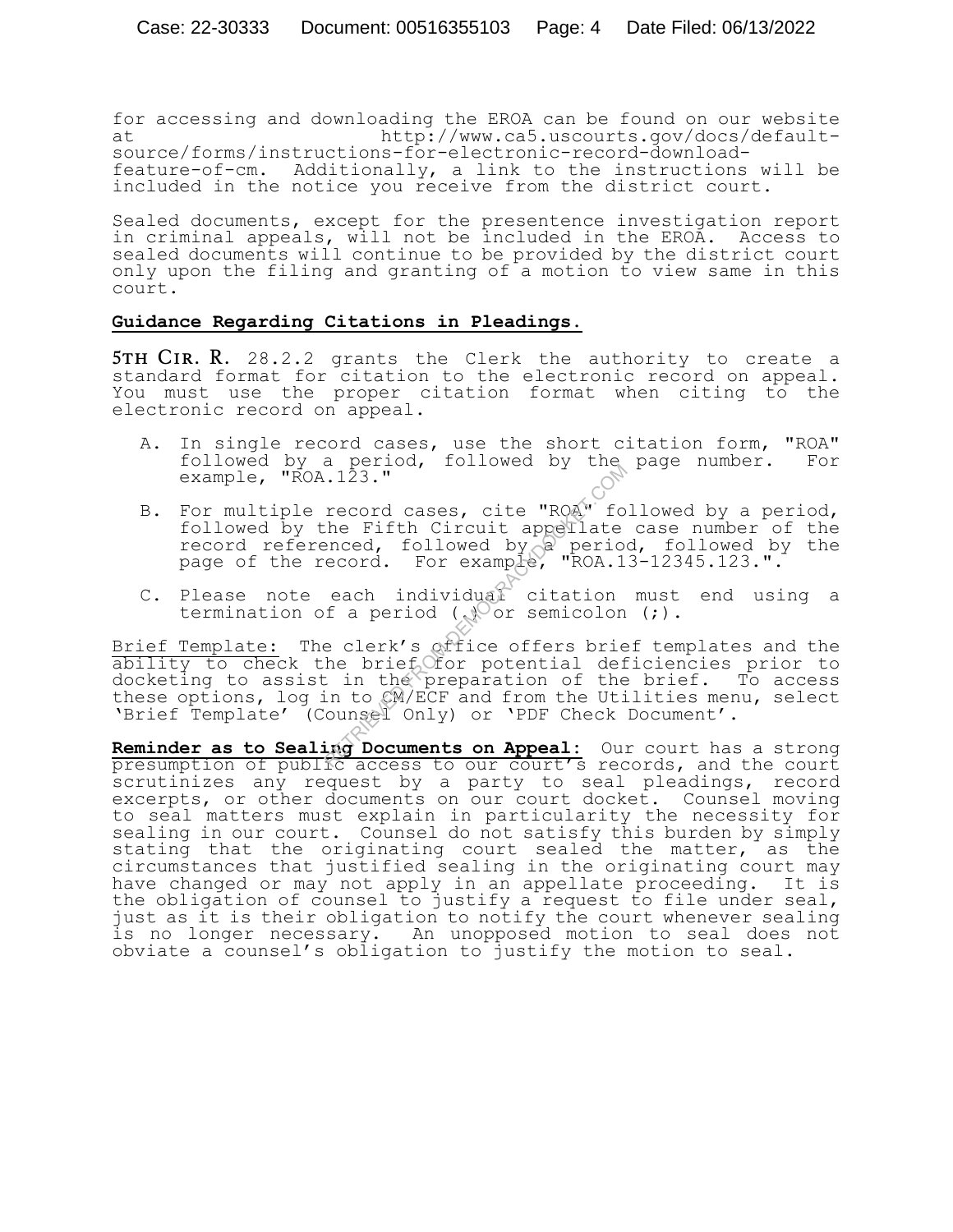for accessing and downloading the EROA can be found on our website at http://www.ca5.uscourts.gov/docs/default-source/forms/instructions-for-electronic-record-download-feature-of-cm. Additionally, a link to the instructions will be included in the notice you receive from the district court.

Sealed documents, except for the presentence investigation report in criminal appeals, will not be included in the EROA. Access to sealed documents will continue to be provided by the district court only upon the filing and granting of a motion to view same in this court.

**Guidance Regarding Citations in Pleadings.**

**5TH CIR. R.** 28.2.2 grants the Clerk the authority to create a standard format for citation to the electronic record on appeal. You must use the proper citation format when citing to the electronic record on appeal.

A. In single record cases, use the short citation form, "ROA" followed by a period, followed by the page number. For example, "ROA.123."

B. For multiple record cases, cite "ROA" followed by a period, followed by the Fifth Circuit appellate case number of the record referenced, followed by a period, followed by the page of the record. For example, "ROA.13-12345.123.".

C. Please note each individual citation must end using a termination of a period (.) or semicolon (;).

Brief Template: The clerk's office offers brief templates and the ability to check the brief for potential deficiencies prior to docketing to assist in the preparation of the brief. To access these options, log in to CM/ECF and from the Utilities menu, select 'Brief Template' (Counsel Only) or 'PDF Check Document'.

**Reminder as to Sealing Documents on Appeal:** Our court has a strong presumption of public access to our court's records, and the court scrutinizes any request by a party to seal pleadings, record excerpts, or other documents on our court docket. Counsel moving to seal matters must explain in particularity the necessity for sealing in our court. Counsel do not satisfy this burden by simply stating that the originating court sealed the matter, as the circumstances that justified sealing in the originating court may have changed or may not apply in an appellate proceeding. It is the obligation of counsel to justify a request to file under seal, just as it is their obligation to notify the court whenever sealing is no longer necessary. An unopposed motion to seal does not obviate a counsel's obligation to justify the motion to seal.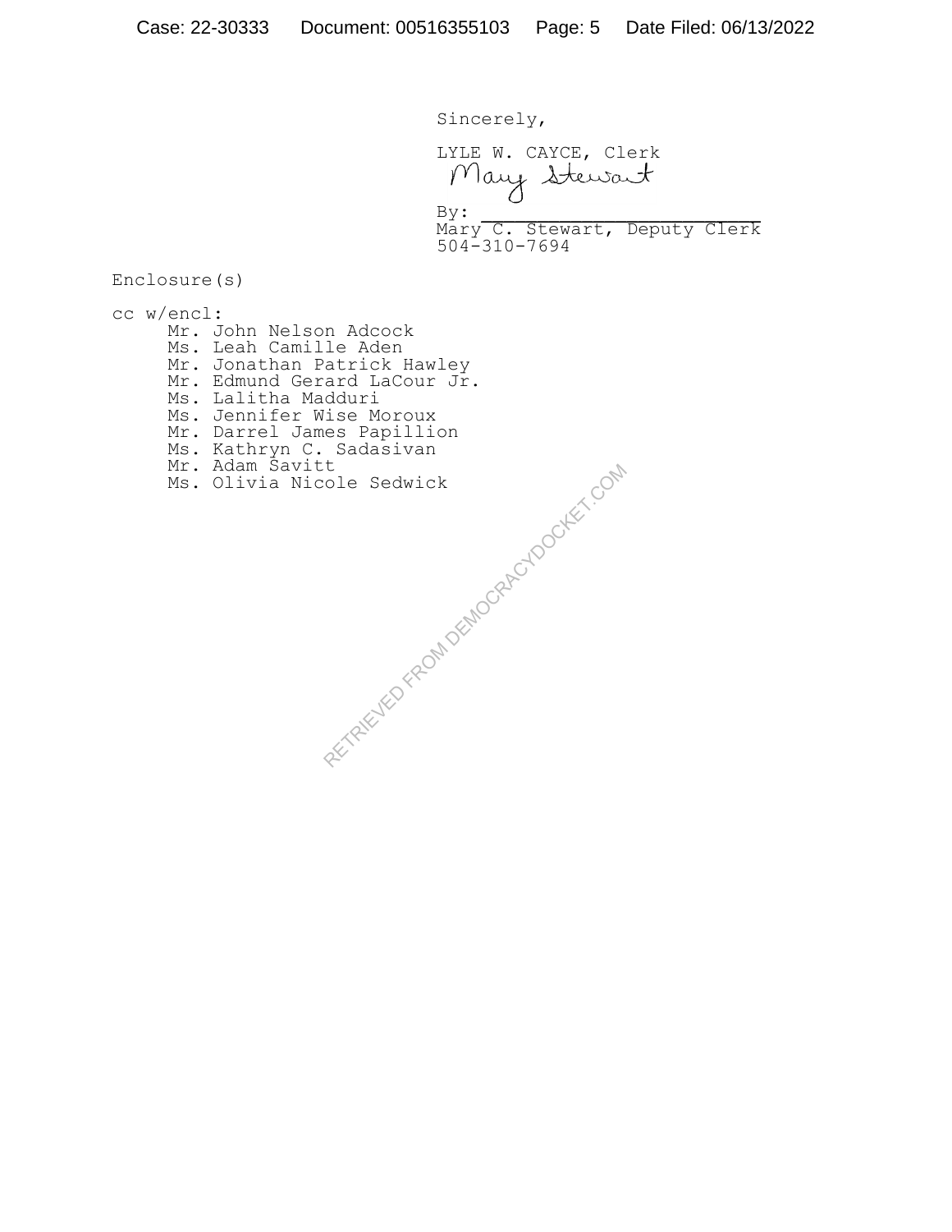Sincerely,

LYLE W. CAYCE, Clerk

By: \_\_\_\_\_\_\_\_\_\_\_\_\_\_\_\_\_\_\_\_\_\_\_\_\_
Mary C. Stewart, Deputy Clerk
504-310-7694

Enclosure(s)

cc w/encl:
- Mr. John Nelson Adcock
- Ms. Leah Camille Aden
- Mr. Jonathan Patrick Hawley
- Mr. Edmund Gerard LaCour Jr.
- Ms. Lalitha Madduri
- Ms. Jennifer Wise Moroux
- Mr. Darrel James Papillion
- Ms. Kathryn C. Sadasivan
- Mr. Adam Savitt
- Ms. Olivia Nicole Sedwick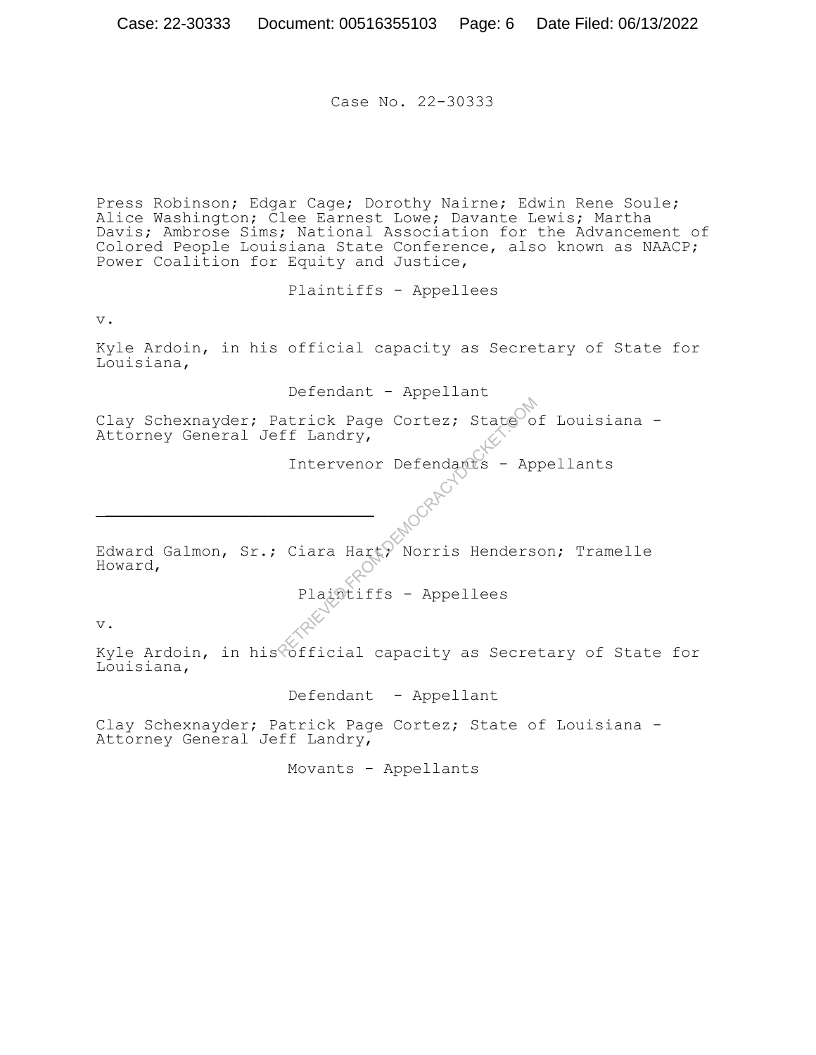Case No. 22-30333

Press Robinson; Edgar Cage; Dorothy Nairne; Edwin Rene Soule; Alice Washington; Clee Earnest Lowe; Davante Lewis; Martha Davis; Ambrose Sims; National Association for the Advancement of Colored People Louisiana State Conference, also known as NAACP; Power Coalition for Equity and Justice,

Plaintiffs - Appellees

v.

Kyle Ardoin, in his official capacity as Secretary of State for Louisiana,

Defendant - Appellant

Clay Schexnayder; Patrick Page Cortez; State of Louisiana - Attorney General Jeff Landry,

Intervenor Defendants - Appellants

---

Edward Galmon, Sr.; Ciara Hart; Norris Henderson; Tramelle Howard,

Plaintiffs - Appellees

v.

Kyle Ardoin, in his official capacity as Secretary of State for Louisiana,

Defendant - Appellant

Clay Schexnayder; Patrick Page Cortez; State of Louisiana - Attorney General Jeff Landry,

Movants - Appellants